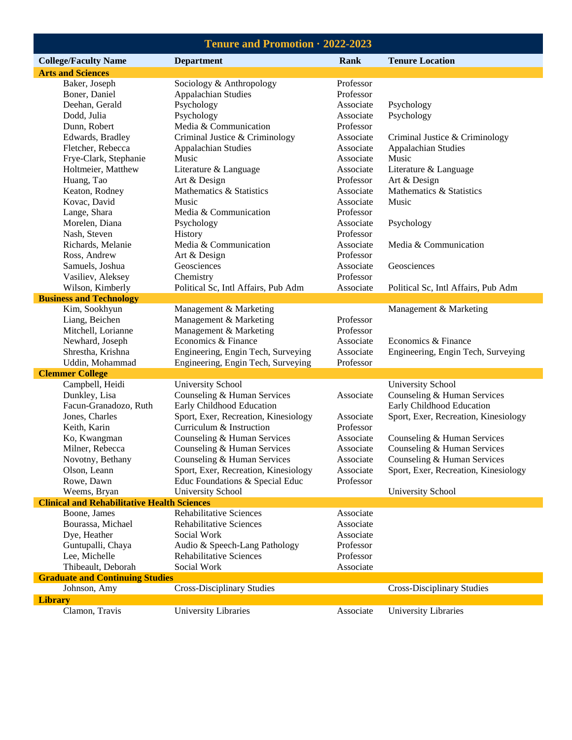# Tenure and Promotion · 2022-2023

| College/Faculty Name | Department | Rank | Tenure Location |
|---|---|---|---|
| **Arts and Sciences** | | | |
| Baker, Joseph | Sociology & Anthropology | Professor | |
| Boner, Daniel | Appalachian Studies | Professor | |
| Deehan, Gerald | Psychology | Associate | Psychology |
| Dodd, Julia | Psychology | Associate | Psychology |
| Dunn, Robert | Media & Communication | Professor | |
| Edwards, Bradley | Criminal Justice & Criminology | Associate | Criminal Justice & Criminology |
| Fletcher, Rebecca | Appalachian Studies | Associate | Appalachian Studies |
| Frye-Clark, Stephanie | Music | Associate | Music |
| Holtmeier, Matthew | Literature & Language | Associate | Literature & Language |
| Huang, Tao | Art & Design | Professor | Art & Design |
| Keaton, Rodney | Mathematics & Statistics | Associate | Mathematics & Statistics |
| Kovac, David | Music | Associate | Music |
| Lange, Shara | Media & Communication | Professor | |
| Morelen, Diana | Psychology | Associate | Psychology |
| Nash, Steven | History | Professor | |
| Richards, Melanie | Media & Communication | Associate | Media & Communication |
| Ross, Andrew | Art & Design | Professor | |
| Samuels, Joshua | Geosciences | Associate | Geosciences |
| Vasiliev, Aleksey | Chemistry | Professor | |
| Wilson, Kimberly | Political Sc, Intl Affairs, Pub Adm | Associate | Political Sc, Intl Affairs, Pub Adm |
| **Business and Technology** | | | |
| Kim, Sookhyun | Management & Marketing | | Management & Marketing |
| Liang, Beichen | Management & Marketing | Professor | |
| Mitchell, Lorianne | Management & Marketing | Professor | |
| Newhard, Joseph | Economics & Finance | Associate | Economics & Finance |
| Shrestha, Krishna | Engineering, Engin Tech, Surveying | Associate | Engineering, Engin Tech, Surveying |
| Uddin, Mohammad | Engineering, Engin Tech, Surveying | Professor | |
| **Clemmer College** | | | |
| Campbell, Heidi | University School | | University School |
| Dunkley, Lisa | Counseling & Human Services | Associate | Counseling & Human Services |
| Facun-Granadozo, Ruth | Early Childhood Education | | Early Childhood Education |
| Jones, Charles | Sport, Exer, Recreation, Kinesiology | Associate | Sport, Exer, Recreation, Kinesiology |
| Keith, Karin | Curriculum & Instruction | Professor | |
| Ko, Kwangman | Counseling & Human Services | Associate | Counseling & Human Services |
| Milner, Rebecca | Counseling & Human Services | Associate | Counseling & Human Services |
| Novotny, Bethany | Counseling & Human Services | Associate | Counseling & Human Services |
| Olson, Leann | Sport, Exer, Recreation, Kinesiology | Associate | Sport, Exer, Recreation, Kinesiology |
| Rowe, Dawn | Educ Foundations & Special Educ | Professor | |
| Weems, Bryan | University School | | University School |
| **Clinical and Rehabilitative Health Sciences** | | | |
| Boone, James | Rehabilitative Sciences | Associate | |
| Bourassa, Michael | Rehabilitative Sciences | Associate | |
| Dye, Heather | Social Work | Associate | |
| Guntupalli, Chaya | Audio & Speech-Lang Pathology | Professor | |
| Lee, Michelle | Rehabilitative Sciences | Professor | |
| Thibeault, Deborah | Social Work | Associate | |
| **Graduate and Continuing Studies** | | | |
| Johnson, Amy | Cross-Disciplinary Studies | | Cross-Disciplinary Studies |
| **Library** | | | |
| Clamon, Travis | University Libraries | Associate | University Libraries |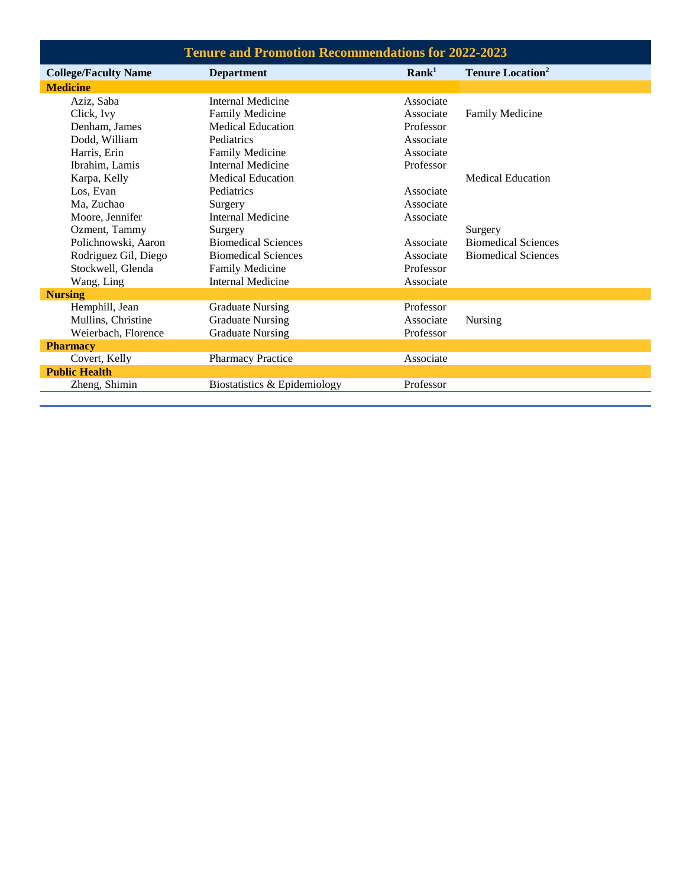## Tenure and Promotion Recommendations for 2022-2023

| College/Faculty Name | Department | Rank[1] | Tenure Location[2] |
|---|---|---|---|
| **Medicine** | | | |
| Aziz, Saba | Internal Medicine | Associate | |
| Click, Ivy | Family Medicine | Associate | Family Medicine |
| Denham, James | Medical Education | Professor | |
| Dodd, William | Pediatrics | Associate | |
| Harris, Erin | Family Medicine | Associate | |
| Ibrahim, Lamis | Internal Medicine | Professor | |
| Karpa, Kelly | Medical Education | | Medical Education |
| Los, Evan | Pediatrics | Associate | |
| Ma, Zuchao | Surgery | Associate | |
| Moore, Jennifer | Internal Medicine | Associate | |
| Ozment, Tammy | Surgery | | Surgery |
| Polichnowski, Aaron | Biomedical Sciences | Associate | Biomedical Sciences |
| Rodriguez Gil, Diego | Biomedical Sciences | Associate | Biomedical Sciences |
| Stockwell, Glenda | Family Medicine | Professor | |
| Wang, Ling | Internal Medicine | Associate | |
| **Nursing** | | | |
| Hemphill, Jean | Graduate Nursing | Professor | |
| Mullins, Christine | Graduate Nursing | Associate | Nursing |
| Weierbach, Florence | Graduate Nursing | Professor | |
| **Pharmacy** | | | |
| Covert, Kelly | Pharmacy Practice | Associate | |
| **Public Health** | | | |
| Zheng, Shimin | Biostatistics & Epidemiology | Professor | |